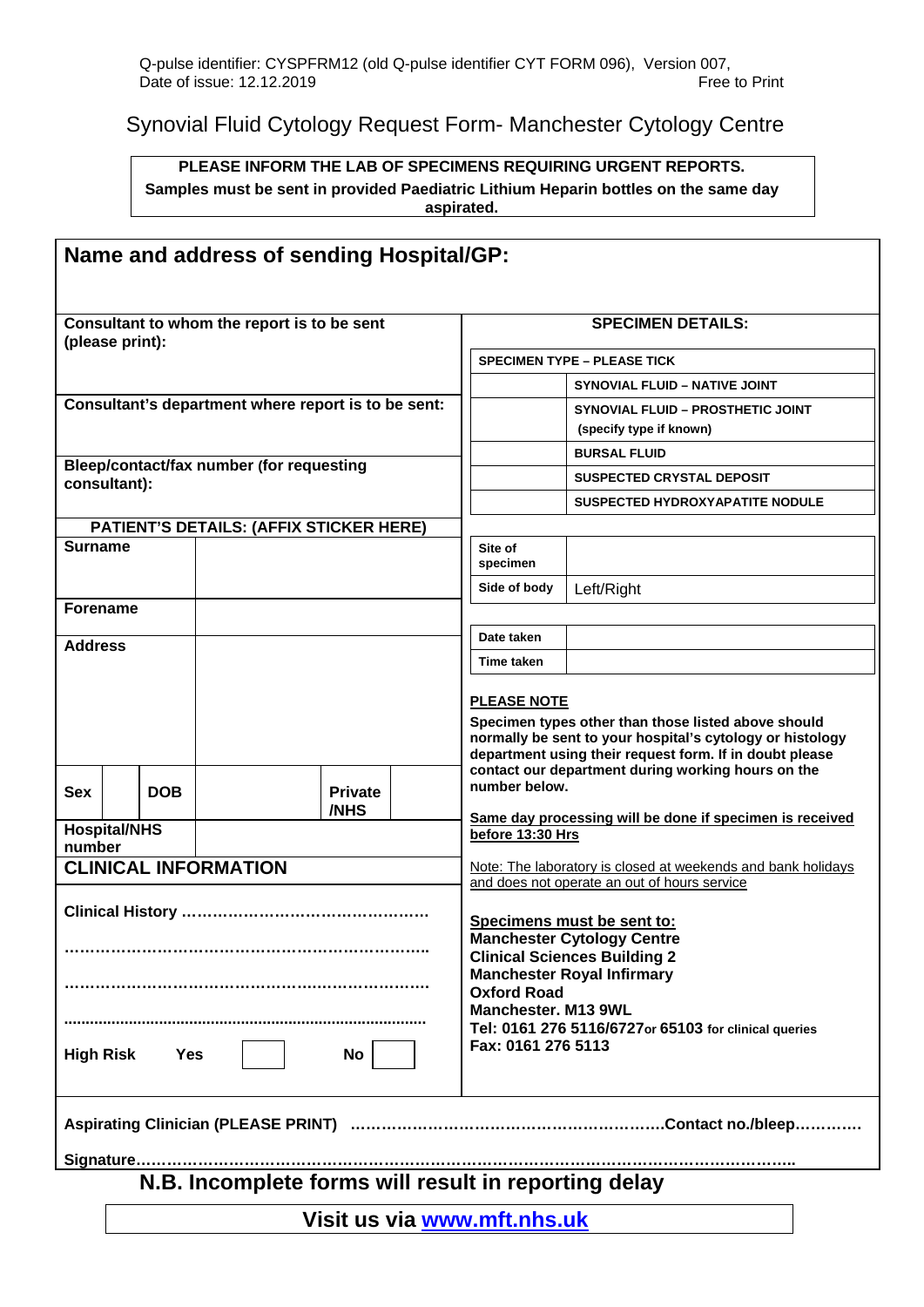Q-pulse identifier: CYSPFRM12 (old Q-pulse identifier CYT FORM 096), Version 007, Date of issue: 12.12.2019 Free to Print

# Synovial Fluid Cytology Request Form- Manchester Cytology Centre

**PLEASE INFORM THE LAB OF SPECIMENS REQUIRING URGENT REPORTS.**
**Samples must be sent in provided Paediatric Lithium Heparin bottles on the same day aspirated.**

## Name and address of sending Hospital/GP:

**Consultant to whom the report is to be sent (please print):**

**Consultant's department where report is to be sent:**

**Bleep/contact/fax number (for requesting consultant):**

**PATIENT'S DETAILS: (AFFIX STICKER HERE)**

| | | | | | |
|---|---|---|---|---|---|
| **Surname** | | | | | |
| **Forename** | | | | | |
| **Address** | | | | | |
| **Sex** | | **DOB** | | **Private /NHS** | |
| **Hospital/NHS number** | | | | | |

**CLINICAL INFORMATION**

**Clinical History ………………………………………**

**……………………………………………………………**

**……………………………………………………………**

**……………………………………………………………**

**High Risk Yes** ☐ **No** ☐

**SPECIMEN DETAILS:**

| SPECIMEN TYPE – PLEASE TICK | |
|---|---|
| | SYNOVIAL FLUID – NATIVE JOINT |
| | SYNOVIAL FLUID – PROSTHETIC JOINT (specify type if known) |
| | BURSAL FLUID |
| | SUSPECTED CRYSTAL DEPOSIT |
| | SUSPECTED HYDROXYAPATITE NODULE |

| | |
|---|---|
| Site of specimen | |
| Side of body | Left/Right |

| | |
|---|---|
| Date taken | |
| Time taken | |

**PLEASE NOTE**

**Specimen types other than those listed above should normally be sent to your hospital's cytology or histology department using their request form. If in doubt please contact our department during working hours on the number below.**

**Same day processing will be done if specimen is received before 13:30 Hrs**

Note: The laboratory is closed at weekends and bank holidays and does not operate an out of hours service

**Specimens must be sent to:**
**Manchester Cytology Centre**
**Clinical Sciences Building 2**
**Manchester Royal Infirmary**
**Oxford Road**
**Manchester. M13 9WL**
**Tel: 0161 276 5116/6727 or 65103 for clinical queries**
**Fax: 0161 276 5113**

**Aspirating Clinician (PLEASE PRINT) …………………………………………………….Contact no./bleep…………**

**Signature……………………………………………………………………………………………………………**

**N.B. Incomplete forms will result in reporting delay**

**Visit us via www.mft.nhs.uk**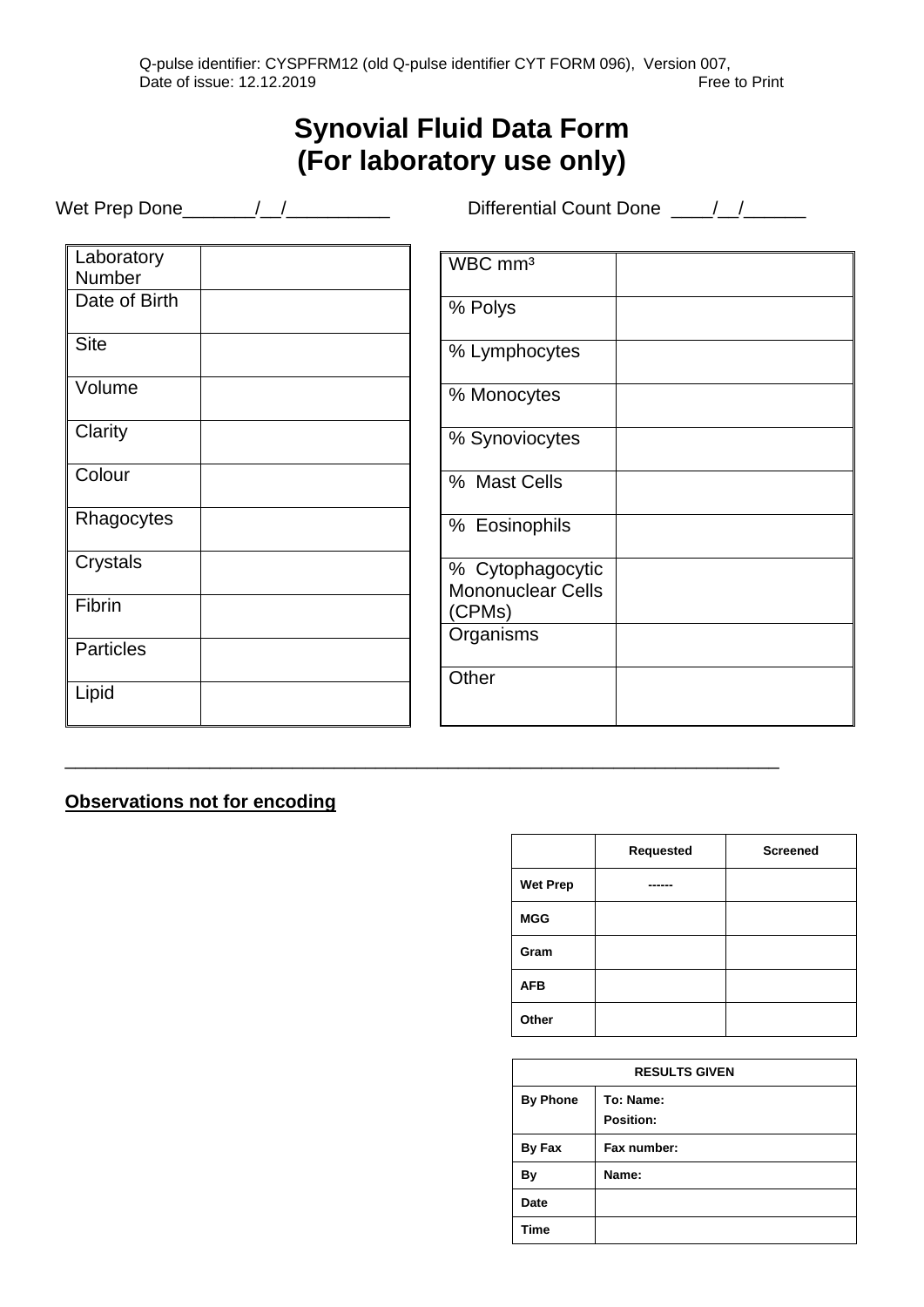Q-pulse identifier: CYSPFRM12 (old Q-pulse identifier CYT FORM 096), Version 007,
Date of issue: 12.12.2019 Free to Print

# Synovial Fluid Data Form
# (For laboratory use only)

Wet Prep Done_______/__/__________ Differential Count Done ____/__/______

| | |
|---|---|
| Laboratory Number | |
| Date of Birth | |
| Site | |
| Volume | |
| Clarity | |
| Colour | |
| Rhagocytes | |
| Crystals | |
| Fibrin | |
| Particles | |
| Lipid | |

| | |
|---|---|
| WBC mm³ | |
| % Polys | |
| % Lymphocytes | |
| % Monocytes | |
| % Synoviocytes | |
| % Mast Cells | |
| % Eosinophils | |
| % Cytophagocytic Mononuclear Cells (CPMs) | |
| Organisms | |
| Other | |

---

**Observations not for encoding**

| | Requested | Screened |
|---|---|---|
| Wet Prep | ------ | |
| MGG | | |
| Gram | | |
| AFB | | |
| Other | | |

| RESULTS GIVEN | |
|---|---|
| By Phone | To: Name:<br>Position: |
| By Fax | Fax number: |
| By | Name: |
| Date | |
| Time | |